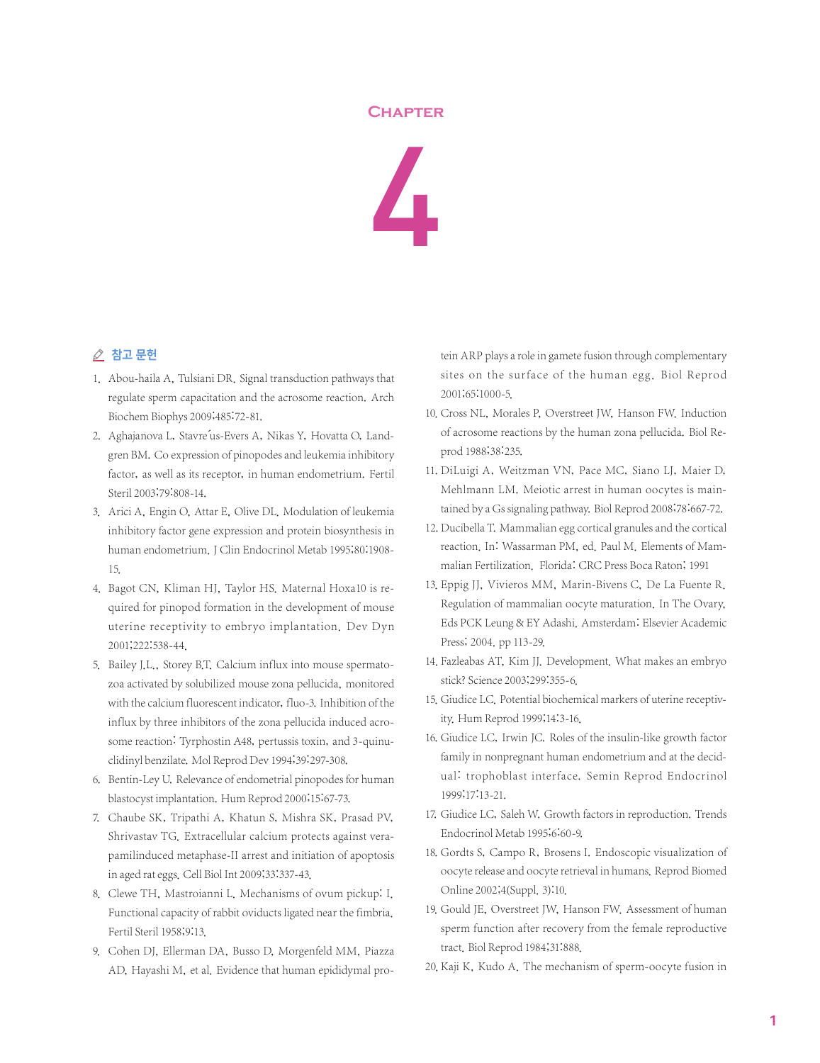# Chapter 4

## 참고 문헌

1. Abou-haila A, Tulsiani DR. Signal transduction pathways that regulate sperm capacitation and the acrosome reaction. Arch Biochem Biophys 2009;485:72-81.
2. Aghajanova L, Stavre´us-Evers A, Nikas Y, Hovatta O, Landgren BM. Co expression of pinopodes and leukemia inhibitory factor, as well as its receptor, in human endometrium. Fertil Steril 2003;79:808-14.
3. Arici A, Engin O, Attar E, Olive DL. Modulation of leukemia inhibitory factor gene expression and protein biosynthesis in human endometrium. J Clin Endocrinol Metab 1995;80:1908-15.
4. Bagot CN, Kliman HJ, Taylor HS. Maternal Hoxa10 is required for pinopod formation in the development of mouse uterine receptivity to embryo implantation. Dev Dyn 2001;222:538-44.
5. Bailey J.L., Storey B.T. Calcium influx into mouse spermatozoa activated by solubilized mouse zona pellucida, monitored with the calcium fluorescent indicator, fluo-3. Inhibition of the influx by three inhibitors of the zona pellucida induced acrosome reaction: Tyrphostin A48, pertussis toxin, and 3-quinuclidinyl benzilate. Mol Reprod Dev 1994;39:297-308.
6. Bentin-Ley U. Relevance of endometrial pinopodes for human blastocyst implantation. Hum Reprod 2000;15:67-73.
7. Chaube SK, Tripathi A, Khatun S, Mishra SK, Prasad PV, Shrivastav TG. Extracellular calcium protects against verapamilinduced metaphase-II arrest and initiation of apoptosis in aged rat eggs. Cell Biol Int 2009;33:337-43.
8. Clewe TH, Mastroianni L. Mechanisms of ovum pickup: I. Functional capacity of rabbit oviducts ligated near the fimbria. Fertil Steril 1958;9:13.
9. Cohen DJ, Ellerman DA, Busso D, Morgenfeld MM, Piazza AD, Hayashi M, et al. Evidence that human epididymal protein ARP plays a role in gamete fusion through complementary sites on the surface of the human egg. Biol Reprod 2001;65:1000-5.
10. Cross NL, Morales P, Overstreet JW, Hanson FW. Induction of acrosome reactions by the human zona pellucida. Biol Reprod 1988;38:235.
11. DiLuigi A, Weitzman VN, Pace MC, Siano LJ, Maier D, Mehlmann LM. Meiotic arrest in human oocytes is maintained by a Gs signaling pathway. Biol Reprod 2008;78:667-72.
12. Ducibella T. Mammalian egg cortical granules and the cortical reaction. In: Wassarman PM, ed. Paul M. Elements of Mammalian Fertilization. Florida: CRC Press Boca Raton; 1991
13. Eppig JJ, Vivieros MM, Marin-Bivens C, De La Fuente R. Regulation of mammalian oocyte maturation. In The Ovary, Eds PCK Leung & EY Adashi. Amsterdam: Elsevier Academic Press; 2004. pp 113-29.
14. Fazleabas AT, Kim JJ. Development. What makes an embryo stick? Science 2003;299:355-6.
15. Giudice LC. Potential biochemical markers of uterine receptivity. Hum Reprod 1999;14:3-16.
16. Giudice LC, Irwin JC. Roles of the insulin-like growth factor family in nonpregnant human endometrium and at the decidual: trophoblast interface. Semin Reprod Endocrinol 1999;17:13-21.
17. Giudice LC, Saleh W. Growth factors in reproduction. Trends Endocrinol Metab 1995;6:60-9.
18. Gordts S, Campo R, Brosens I. Endoscopic visualization of oocyte release and oocyte retrieval in humans. Reprod Biomed Online 2002;4(Suppl. 3):10.
19. Gould JE, Overstreet JW, Hanson FW. Assessment of human sperm function after recovery from the female reproductive tract. Biol Reprod 1984;31:888.
20. Kaji K, Kudo A. The mechanism of sperm-oocyte fusion in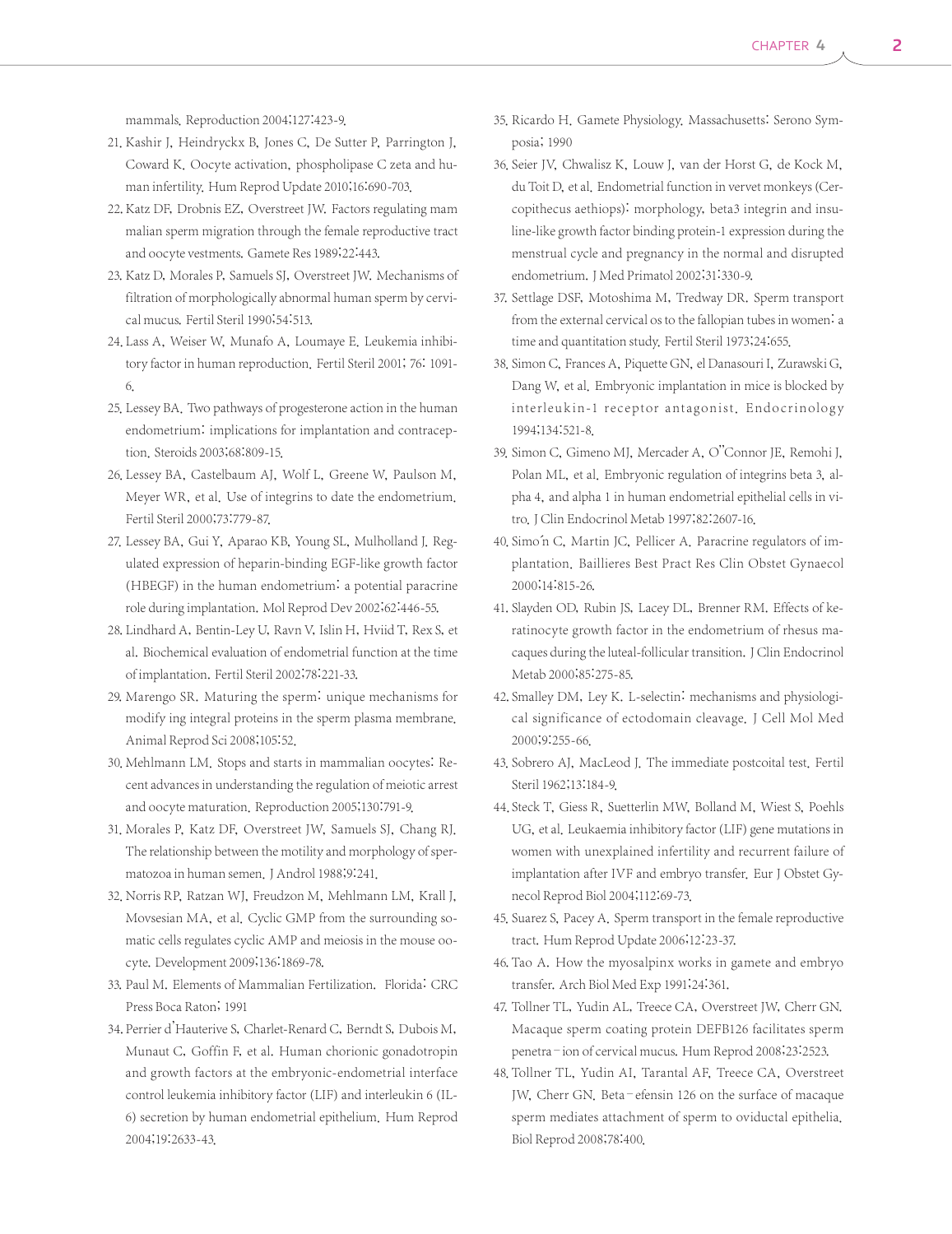mammals. Reproduction 2004;127:423-9.

21. Kashir J, Heindryckx B, Jones C, De Sutter P, Parrington J, Coward K. Oocyte activation, phospholipase C zeta and human infertility. Hum Reprod Update 2010;16:690-703.
22. Katz DF, Drobnis EZ, Overstreet JW. Factors regulating mammalian sperm migration through the female reproductive tract and oocyte vestments. Gamete Res 1989;22:443.
23. Katz D, Morales P, Samuels SJ, Overstreet JW. Mechanisms of filtration of morphologically abnormal human sperm by cervical mucus. Fertil Steril 1990;54:513.
24. Lass A, Weiser W, Munafo A, Loumaye E. Leukemia inhibitory factor in human reproduction. Fertil Steril 2001; 76: 1091-6.
25. Lessey BA. Two pathways of progesterone action in the human endometrium: implications for implantation and contraception. Steroids 2003;68:809-15.
26. Lessey BA, Castelbaum AJ, Wolf L, Greene W, Paulson M, Meyer WR, et al. Use of integrins to date the endometrium. Fertil Steril 2000;73:779-87.
27. Lessey BA, Gui Y, Aparao KB, Young SL, Mulholland J. Regulated expression of heparin-binding EGF-like growth factor (HBEGF) in the human endometrium: a potential paracrine role during implantation. Mol Reprod Dev 2002;62:446-55.
28. Lindhard A, Bentin-Ley U, Ravn V, Islin H, Hviid T, Rex S, et al. Biochemical evaluation of endometrial function at the time of implantation. Fertil Steril 2002;78:221-33.
29. Marengo SR. Maturing the sperm: unique mechanisms for modify ing integral proteins in the sperm plasma membrane. Animal Reprod Sci 2008;105:52.
30. Mehlmann LM. Stops and starts in mammalian oocytes: Recent advances in understanding the regulation of meiotic arrest and oocyte maturation. Reproduction 2005;130:791-9.
31. Morales P, Katz DF, Overstreet JW, Samuels SJ, Chang RJ. The relationship between the motility and morphology of spermatozoa in human semen. J Androl 1988;9:241.
32. Norris RP, Ratzan WJ, Freudzon M, Mehlmann LM, Krall J, Movsesian MA, et al. Cyclic GMP from the surrounding somatic cells regulates cyclic AMP and meiosis in the mouse oocyte. Development 2009;136:1869-78.
33. Paul M. Elements of Mammalian Fertilization. Florida: CRC Press Boca Raton; 1991
34. Perrier d'Hauterive S, Charlet-Renard C, Berndt S, Dubois M, Munaut C, Goffin F, et al. Human chorionic gonadotropin and growth factors at the embryonic-endometrial interface control leukemia inhibitory factor (LIF) and interleukin 6 (IL-6) secretion by human endometrial epithelium. Hum Reprod 2004;19:2633-43.
35. Ricardo H. Gamete Physiology. Massachusetts: Serono Symposia; 1990
36. Seier JV, Chwalisz K, Louw J, van der Horst G, de Kock M, du Toit D, et al. Endometrial function in vervet monkeys (Cercopithecus aethiops): morphology, beta3 integrin and insuline-like growth factor binding protein-1 expression during the menstrual cycle and pregnancy in the normal and disrupted endometrium. J Med Primatol 2002;31:330-9.
37. Settlage DSF, Motoshima M, Tredway DR. Sperm transport from the external cervical os to the fallopian tubes in women: a time and quantitation study. Fertil Steril 1973;24:655.
38. Simon C, Frances A, Piquette GN, el Danasouri I, Zurawski G, Dang W, et al. Embryonic implantation in mice is blocked by interleukin-1 receptor antagonist. Endocrinology 1994;134:521-8.
39. Simon C, Gimeno MJ, Mercader A, O"Connor JE, Remohi J, Polan ML, et al. Embryonic regulation of integrins beta 3, alpha 4, and alpha 1 in human endometrial epithelial cells in vitro. J Clin Endocrinol Metab 1997;82:2607-16.
40. Simo´n C, Martin JC, Pellicer A. Paracrine regulators of implantation. Baillieres Best Pract Res Clin Obstet Gynaecol 2000;14:815-26.
41. Slayden OD, Rubin JS, Lacey DL, Brenner RM. Effects of keratinocyte growth factor in the endometrium of rhesus macaques during the luteal-follicular transition. J Clin Endocrinol Metab 2000;85:275-85.
42. Smalley DM, Ley K. L-selectin: mechanisms and physiological significance of ectodomain cleavage. J Cell Mol Med 2000;9:255-66.
43. Sobrero AJ, MacLeod J. The immediate postcoital test. Fertil Steril 1962;13:184-9.
44. Steck T, Giess R, Suetterlin MW, Bolland M, Wiest S, Poehls UG, et al. Leukaemia inhibitory factor (LIF) gene mutations in women with unexplained infertility and recurrent failure of implantation after IVF and embryo transfer. Eur J Obstet Gynecol Reprod Biol 2004;112:69-73.
45. Suarez S, Pacey A. Sperm transport in the female reproductive tract. Hum Reprod Update 2006;12:23-37.
46. Tao A. How the myosalpinx works in gamete and embryo transfer. Arch Biol Med Exp 1991;24:361.
47. Tollner TL, Yudin AL, Treece CA, Overstreet JW, Cherr GN. Macaque sperm coating protein DEFB126 facilitates sperm penetra–ion of cervical mucus. Hum Reprod 2008;23:2523.
48. Tollner TL, Yudin AI, Tarantal AF, Treece CA, Overstreet JW, Cherr GN. Beta–efensin 126 on the surface of macaque sperm mediates attachment of sperm to oviductal epithelia. Biol Reprod 2008;78:400.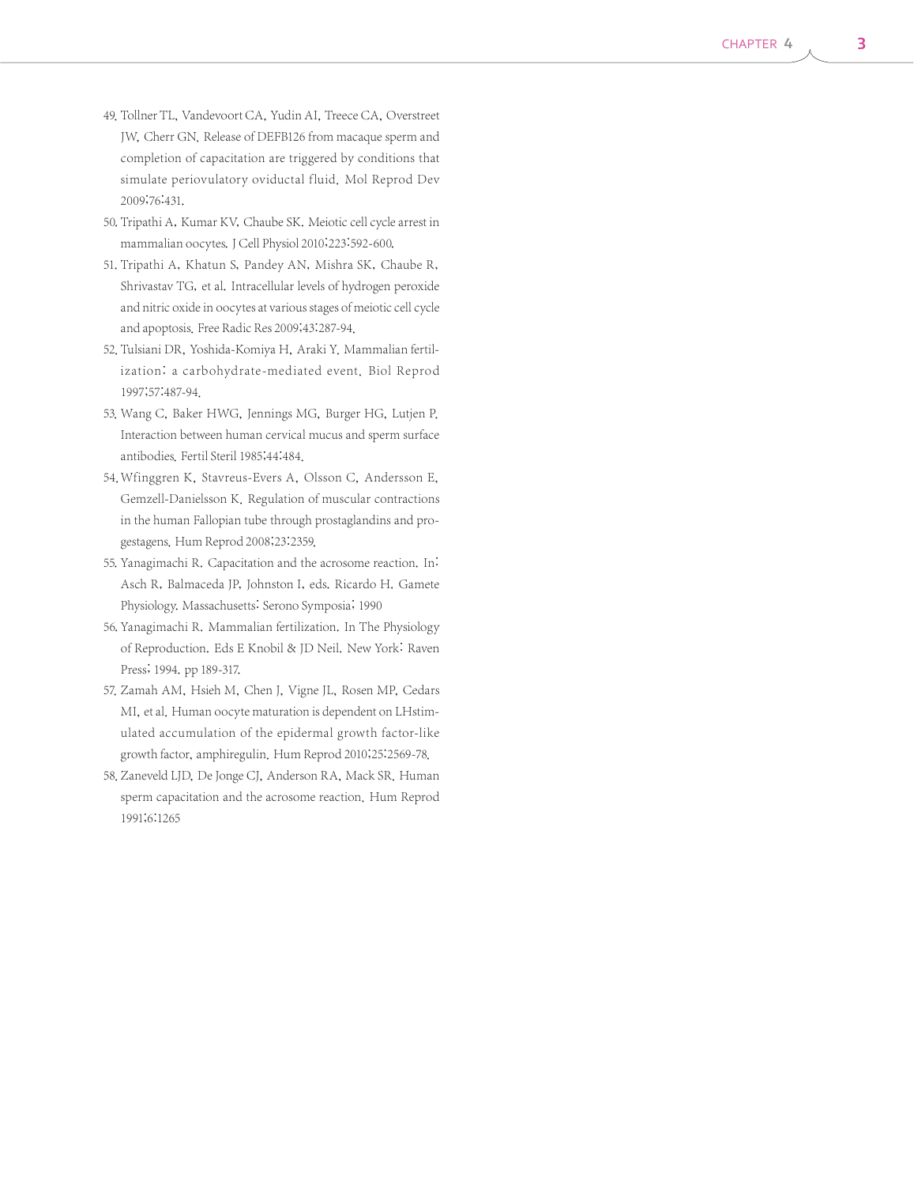49. Tollner TL, Vandevoort CA, Yudin AI, Treece CA, Overstreet JW, Cherr GN. Release of DEFB126 from macaque sperm and completion of capacitation are triggered by conditions that simulate periovulatory oviductal fluid. Mol Reprod Dev 2009;76:431.
50. Tripathi A, Kumar KV, Chaube SK. Meiotic cell cycle arrest in mammalian oocytes. J Cell Physiol 2010;223:592-600.
51. Tripathi A, Khatun S, Pandey AN, Mishra SK, Chaube R, Shrivastav TG, et al. Intracellular levels of hydrogen peroxide and nitric oxide in oocytes at various stages of meiotic cell cycle and apoptosis. Free Radic Res 2009;43:287-94.
52. Tulsiani DR, Yoshida-Komiya H, Araki Y. Mammalian fertilization: a carbohydrate-mediated event. Biol Reprod 1997;57:487-94.
53. Wang C, Baker HWG, Jennings MG, Burger HG, Lutjen P. Interaction between human cervical mucus and sperm surface antibodies. Fertil Steril 1985;44:484.
54. Wfinggren K, Stavreus-Evers A, Olsson C, Andersson E, Gemzell-Danielsson K. Regulation of muscular contractions in the human Fallopian tube through prostaglandins and progestagens. Hum Reprod 2008;23:2359.
55. Yanagimachi R. Capacitation and the acrosome reaction. In: Asch R, Balmaceda JP, Johnston I, eds. Ricardo H. Gamete Physiology. Massachusetts: Serono Symposia; 1990
56. Yanagimachi R. Mammalian fertilization. In The Physiology of Reproduction. Eds E Knobil & JD Neil. New York: Raven Press; 1994. pp 189-317.
57. Zamah AM, Hsieh M, Chen J, Vigne JL, Rosen MP, Cedars MI, et al. Human oocyte maturation is dependent on LHstimulated accumulation of the epidermal growth factor-like growth factor, amphiregulin. Hum Reprod 2010;25:2569-78.
58. Zaneveld LJD, De Jonge CJ, Anderson RA, Mack SR. Human sperm capacitation and the acrosome reaction. Hum Reprod 1991;6:1265